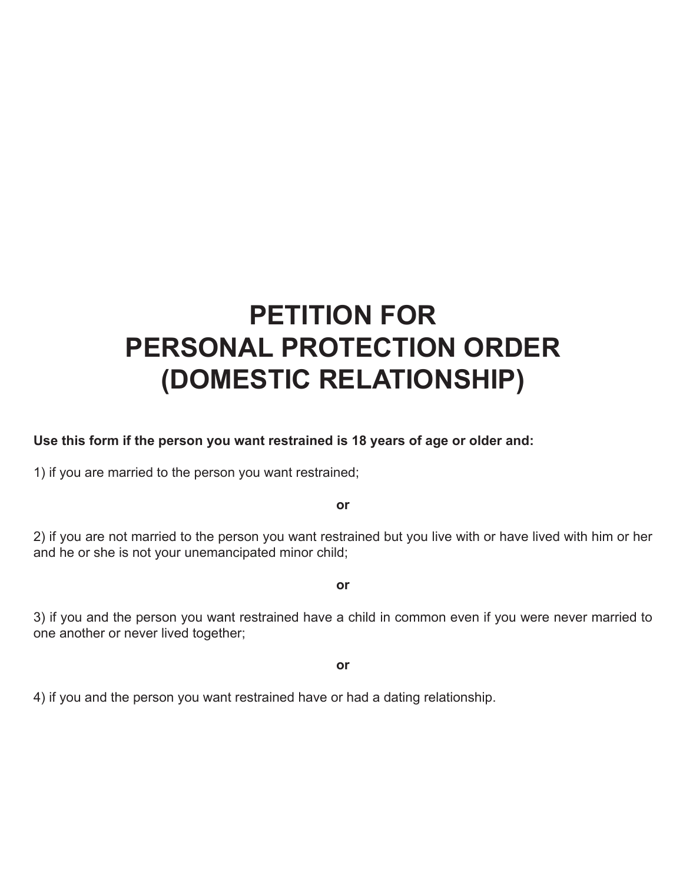# PETITION FOR PERSONAL PROTECTION ORDER (DOMESTIC RELATIONSHIP)

**Use this form if the person you want restrained is 18 years of age or older and:**

1) if you are married to the person you want restrained;

**or**

2) if you are not married to the person you want restrained but you live with or have lived with him or her and he or she is not your unemancipated minor child;

**or**

3) if you and the person you want restrained have a child in common even if you were never married to one another or never lived together;

**or**

4) if you and the person you want restrained have or had a dating relationship.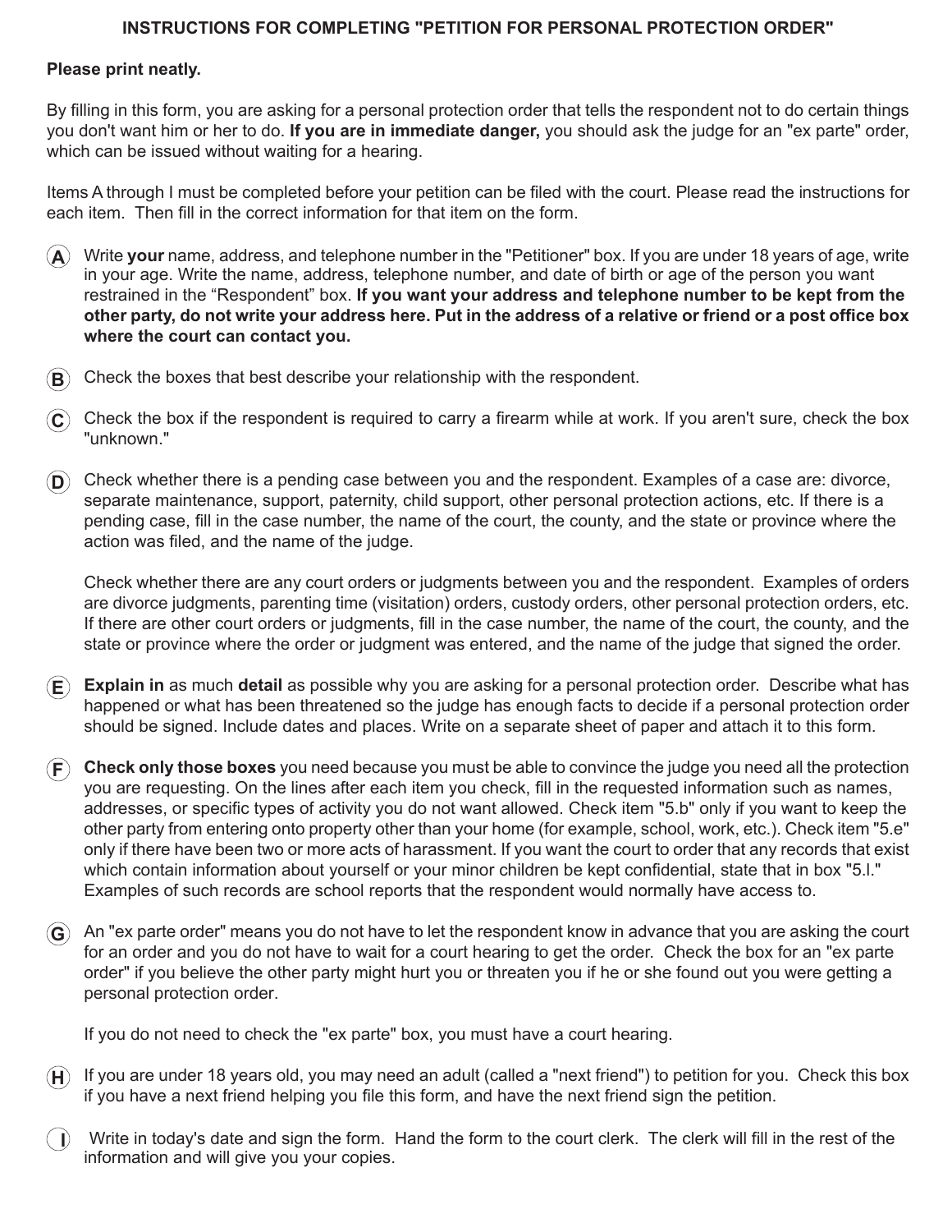## INSTRUCTIONS FOR COMPLETING "PETITION FOR PERSONAL PROTECTION ORDER"

**Please print neatly.**

By filling in this form, you are asking for a personal protection order that tells the respondent not to do certain things you don't want him or her to do. **If you are in immediate danger,** you should ask the judge for an "ex parte" order, which can be issued without waiting for a hearing.

Items A through I must be completed before your petition can be filed with the court. Please read the instructions for each item. Then fill in the correct information for that item on the form.

**A** Write **your** name, address, and telephone number in the "Petitioner" box. If you are under 18 years of age, write in your age. Write the name, address, telephone number, and date of birth or age of the person you want restrained in the "Respondent" box. **If you want your address and telephone number to be kept from the other party, do not write your address here. Put in the address of a relative or friend or a post office box where the court can contact you.**

**B** Check the boxes that best describe your relationship with the respondent.

**C** Check the box if the respondent is required to carry a firearm while at work. If you aren't sure, check the box "unknown."

**D** Check whether there is a pending case between you and the respondent. Examples of a case are: divorce, separate maintenance, support, paternity, child support, other personal protection actions, etc. If there is a pending case, fill in the case number, the name of the court, the county, and the state or province where the action was filed, and the name of the judge.

Check whether there are any court orders or judgments between you and the respondent. Examples of orders are divorce judgments, parenting time (visitation) orders, custody orders, other personal protection orders, etc. If there are other court orders or judgments, fill in the case number, the name of the court, the county, and the state or province where the order or judgment was entered, and the name of the judge that signed the order.

**E** **Explain in** as much **detail** as possible why you are asking for a personal protection order. Describe what has happened or what has been threatened so the judge has enough facts to decide if a personal protection order should be signed. Include dates and places. Write on a separate sheet of paper and attach it to this form.

**F** **Check only those boxes** you need because you must be able to convince the judge you need all the protection you are requesting. On the lines after each item you check, fill in the requested information such as names, addresses, or specific types of activity you do not want allowed. Check item "5.b" only if you want to keep the other party from entering onto property other than your home (for example, school, work, etc.). Check item "5.e" only if there have been two or more acts of harassment. If you want the court to order that any records that exist which contain information about yourself or your minor children be kept confidential, state that in box "5.l." Examples of such records are school reports that the respondent would normally have access to.

**G** An "ex parte order" means you do not have to let the respondent know in advance that you are asking the court for an order and you do not have to wait for a court hearing to get the order. Check the box for an "ex parte order" if you believe the other party might hurt you or threaten you if he or she found out you were getting a personal protection order.

If you do not need to check the "ex parte" box, you must have a court hearing.

**H** If you are under 18 years old, you may need an adult (called a "next friend") to petition for you. Check this box if you have a next friend helping you file this form, and have the next friend sign the petition.

**I** Write in today's date and sign the form. Hand the form to the court clerk. The clerk will fill in the rest of the information and will give you your copies.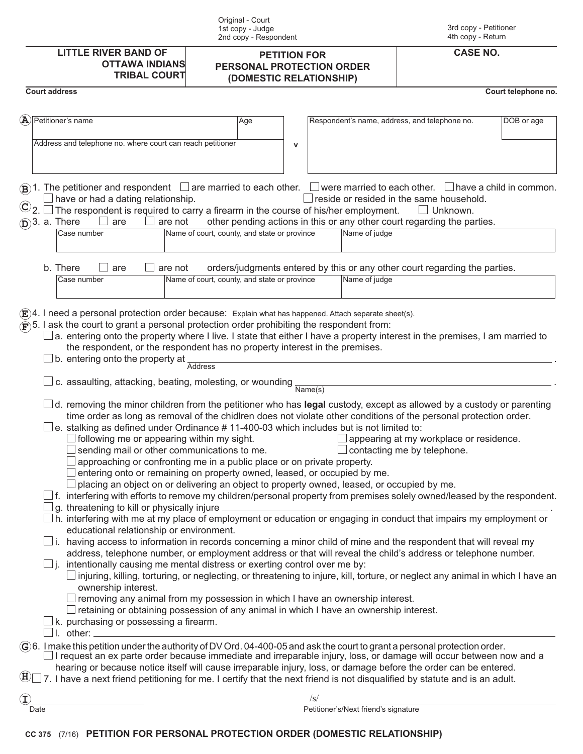Original - Court
1st copy - Judge
2nd copy - Respondent

3rd copy - Petitioner
4th copy - Return

| LITTLE RIVER BAND OF OTTAWA INDIANS TRIBAL COURT | PETITION FOR PERSONAL PROTECTION ORDER (DOMESTIC RELATIONSHIP) | CASE NO. |
|---|---|---|

Court address | Court telephone no.

**A**

| Petitioner's name | Age | | Respondent's name, address, and telephone no. | DOB or age |
|---|---|---|---|---|
| Address and telephone no. where court can reach petitioner | | v | | |

**B** 1. The petitioner and respondent ☐ are married to each other. ☐ were married to each other. ☐ have a child in common. ☐ have or had a dating relationship. ☐ reside or resided in the same household.

**C** 2. ☐ The respondent is required to carry a firearm in the course of his/her employment. ☐ Unknown.

**D** 3. a. There ☐ are ☐ are not other pending actions in this or any other court regarding the parties.

| Case number | Name of court, county, and state or province | Name of judge |
|---|---|---|
| | | |

b. There ☐ are ☐ are not orders/judgments entered by this or any other court regarding the parties.

| Case number | Name of court, county, and state or province | Name of judge |
|---|---|---|
| | | |

**E** 4. I need a personal protection order because: Explain what has happened. Attach separate sheet(s).

**F** 5. I ask the court to grant a personal protection order prohibiting the respondent from:

- ☐ a. entering onto the property where I live. I state that either I have a property interest in the premises, I am married to the respondent, or the respondent has no property interest in the premises.
- ☐ b. entering onto the property at ______________________________ (Address).
- ☐ c. assaulting, attacking, beating, molesting, or wounding ______________________________ (Name(s)).
- ☐ d. removing the minor children from the petitioner who has **legal** custody, except as allowed by a custody or parenting time order as long as removal of the chidlren does not violate other conditions of the personal protection order.
- ☐ e. stalking as defined under Ordinance # 11-400-03 which includes but is not limited to:
  - ☐ following me or appearing within my sight.
  - ☐ appearing at my workplace or residence.
  - ☐ sending mail or other communications to me.
  - ☐ contacting me by telephone.
  - ☐ approaching or confronting me in a public place or on private property.
  - ☐ entering onto or remaining on property owned, leased, or occupied by me.
  - ☐ placing an object on or delivering an object to property owned, leased, or occupied by me.
- ☐ f. interfering with efforts to remove my children/personal property from premises solely owned/leased by the respondent.
- ☐ g. threatening to kill or physically injure ______________________________.
- ☐ h. interfering with me at my place of employment or education or engaging in conduct that impairs my employment or educational relationship or environment.
- ☐ i. having access to information in records concerning a minor child of mine and the respondent that will reveal my address, telephone number, or employment address or that will reveal the child's address or telephone number.
- ☐ j. intentionally causing me mental distress or exerting control over me by:
  - ☐ injuring, killing, torturing, or neglecting, or threatening to injure, kill, torture, or neglect any animal in which I have an ownership interest.
  - ☐ removing any animal from my possession in which I have an ownership interest.
  - ☐ retaining or obtaining possession of any animal in which I have an ownership interest.
- ☐ k. purchasing or possessing a firearm.
- ☐ l. other: ______________________________

**G** 6. I make this petition under the authority of DV Ord. 04-400-05 and ask the court to grant a personal protection order.
☐ I request an ex parte order because immediate and irreparable injury, loss, or damage will occur between now and a hearing or because notice itself will cause irreparable injury, loss, or damage before the order can be entered.

**H** ☐ 7. I have a next friend petitioning for me. I certify that the next friend is not disqualified by statute and is an adult.

**I** ______________________ Date

/s/ ______________________ Petitioner's/Next friend's signature

CC 375 (7/16) **PETITION FOR PERSONAL PROTECTION ORDER (DOMESTIC RELATIONSHIP)**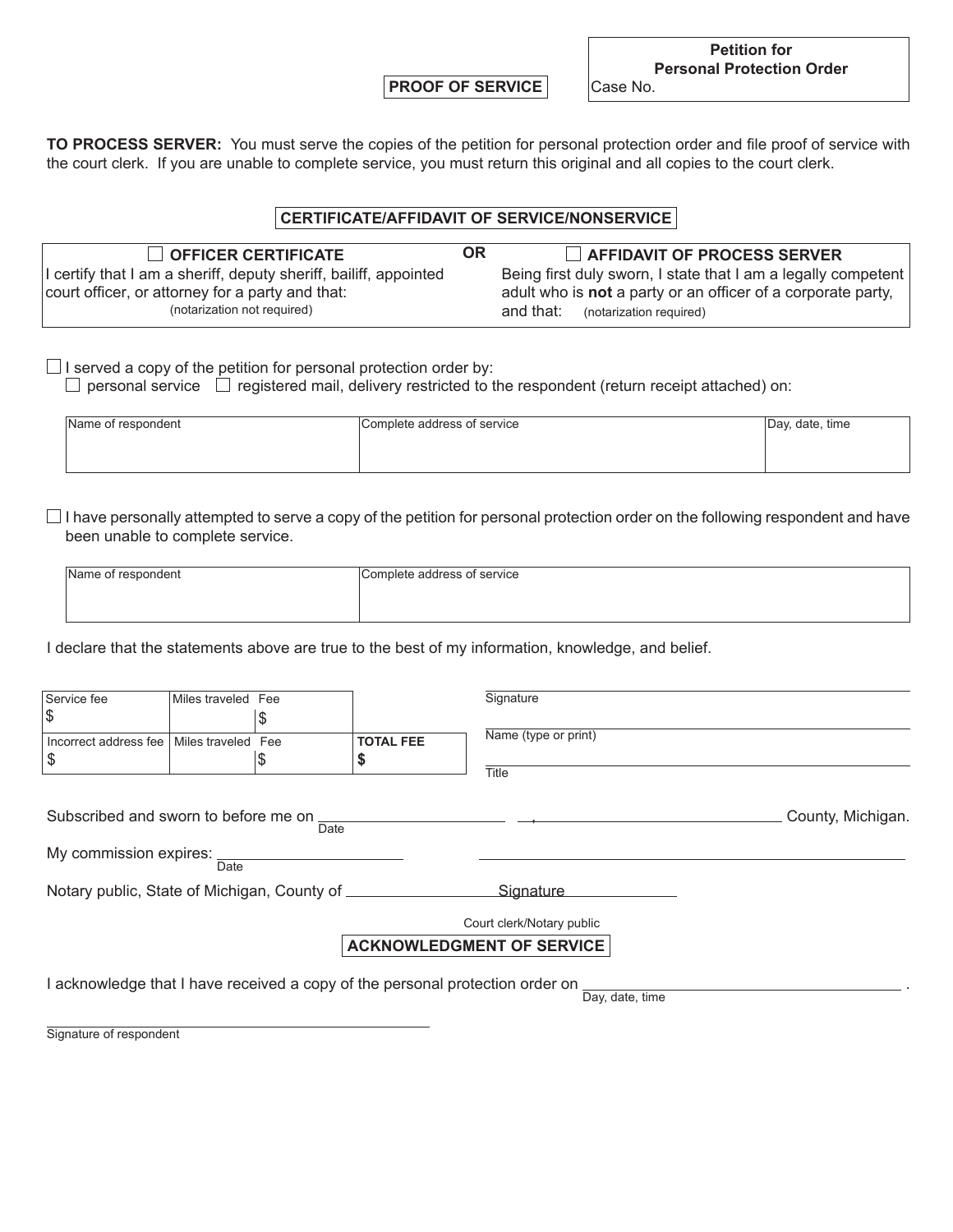**PROOF OF SERVICE**

| Petition for Personal Protection Order |
|---|
| Case No. |

**TO PROCESS SERVER:** You must serve the copies of the petition for personal protection order and file proof of service with the court clerk. If you are unable to complete service, you must return this original and all copies to the court clerk.

## CERTIFICATE/AFFIDAVIT OF SERVICE/NONSERVICE

| ☐ **OFFICER CERTIFICATE** | **OR** | ☐ **AFFIDAVIT OF PROCESS SERVER** |
|---|---|---|
| I certify that I am a sheriff, deputy sheriff, bailiff, appointed court officer, or attorney for a party and that: (notarization not required) | | Being first duly sworn, I state that I am a legally competent adult who is **not** a party or an officer of a corporate party, and that: (notarization required) |

☐ I served a copy of the petition for personal protection order by:
☐ personal service ☐ registered mail, delivery restricted to the respondent (return receipt attached) on:

| Name of respondent | Complete address of service | Day, date, time |
|---|---|---|
| | | |

☐ I have personally attempted to serve a copy of the petition for personal protection order on the following respondent and have been unable to complete service.

| Name of respondent | Complete address of service |
|---|---|
| | |

I declare that the statements above are true to the best of my information, knowledge, and belief.

| Service fee | Miles traveled | Fee | |
|---|---|---|---|
| $ | | $ | |
| **Incorrect address fee** | **Miles traveled** | **Fee** | **TOTAL FEE** |
| $ | | $ | **$** |

Signature

Name (type or print)

Title

Subscribed and sworn to before me on ____________________ (Date) , ____________________ County, Michigan.

My commission expires: ____________________ (Date)

Notary public, State of Michigan, County of ____________________

Signature
Court clerk/Notary public

## ACKNOWLEDGMENT OF SERVICE

I acknowledge that I have received a copy of the personal protection order on ____________________ (Day, date, time) .

Signature of respondent